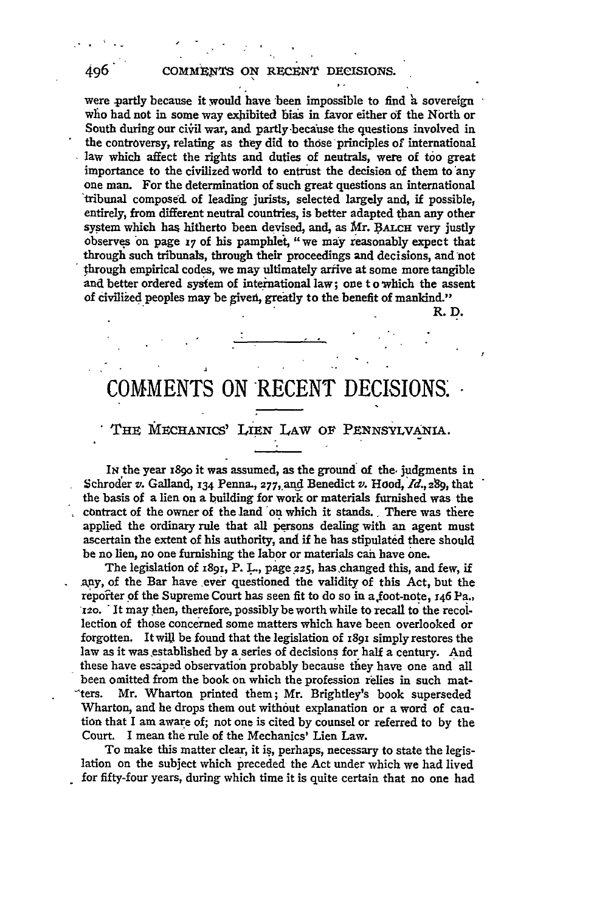were partly because it would have been impossible to find a sovereign who had not in some way exhibited bias in favor either of the North or South during our civil war, and partly because the questions involved in the controversy, relating as they did to those principles of international law which affect the rights and duties of neutrals, were of too great importance to the civilized world to entrust the decision of them to any one man. For the determination of such great questions an international tribunal composed of leading jurists, selected largely and, if possible, entirely, from different neutral countries, is better adapted than any other system which has hitherto been devised, and, as Mr. BALCH very justly observes on page 17 of his pamphlet, "we may reasonably expect that through such tribunals, through their proceedings and decisions, and not through empirical codes, we may ultimately arrive at some more tangible and better ordered system of international law; one to which the assent of civilized peoples may be given, greatly to the benefit of mankind."

R. D.

---

# COMMENTS ON RECENT DECISIONS.

## THE MECHANICS' LIEN LAW OF PENNSYLVANIA.

IN the year 1890 it was assumed, as the ground of the judgments in Schroder *v.* Galland, 134 Penna., 277, and Benedict *v.* Hood, *Id.*, 289, that the basis of a lien on a building for work or materials furnished was the contract of the owner of the land on which it stands. There was there applied the ordinary rule that all persons dealing with an agent must ascertain the extent of his authority, and if he has stipulated there should be no lien, no one furnishing the labor or materials can have one.

The legislation of 1891, P. L., page 225, has changed this, and few, if any, of the Bar have ever questioned the validity of this Act, but the reporter of the Supreme Court has seen fit to do so in a foot-note, 146 Pa., 120. It may then, therefore, possibly be worth while to recall to the recollection of those concerned some matters which have been overlooked or forgotten. It will be found that the legislation of 1891 simply restores the law as it was established by a series of decisions for half a century. And these have escaped observation probably because they have one and all been omitted from the book on which the profession relies in such matters. Mr. Wharton printed them; Mr. Brightley's book superseded Wharton, and he drops them out without explanation or a word of caution that I am aware of; not one is cited by counsel or referred to by the Court. I mean the rule of the Mechanics' Lien Law.

To make this matter clear, it is, perhaps, necessary to state the legislation on the subject which preceded the Act under which we had lived for fifty-four years, during which time it is quite certain that no one had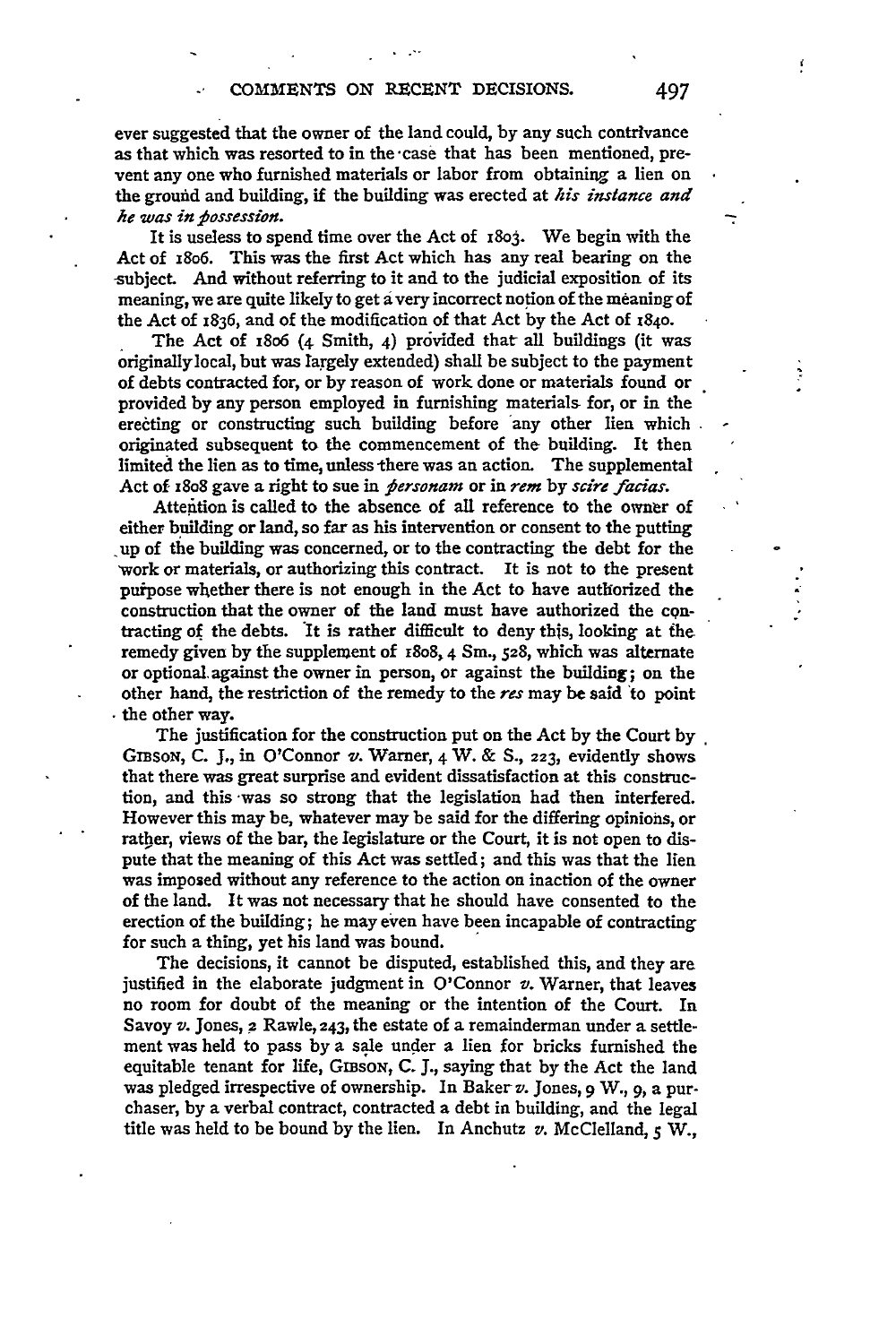ever suggested that the owner of the land could, by any such contrivance as that which was resorted to in the case that has been mentioned, prevent any one who furnished materials or labor from obtaining a lien on the ground and building, if the building was erected at *his instance and he was in possession.*

It is useless to spend time over the Act of 1803. We begin with the Act of 1806. This was the first Act which has any real bearing on the subject. And without referring to it and to the judicial exposition of its meaning, we are quite likely to get a very incorrect notion of the meaning of the Act of 1836, and of the modification of that Act by the Act of 1840.

The Act of 1806 (4 Smith, 4) provided that all buildings (it was originally local, but was largely extended) shall be subject to the payment of debts contracted for, or by reason of work done or materials found or provided by any person employed in furnishing materials for, or in the erecting or constructing such building before any other lien which originated subsequent to the commencement of the building. It then limited the lien as to time, unless there was an action. The supplemental Act of 1808 gave a right to sue in *personam* or in *rem* by *scire facias*.

Attention is called to the absence of all reference to the owner of either building or land, so far as his intervention or consent to the putting up of the building was concerned, or to the contracting the debt for the work or materials, or authorizing this contract. It is not to the present purpose whether there is not enough in the Act to have authorized the construction that the owner of the land must have authorized the contracting of the debts. It is rather difficult to deny this, looking at the remedy given by the supplement of 1808, 4 Sm., 528, which was alternate or optional against the owner in person, or against the building; on the other hand, the restriction of the remedy to the *res* may be said to point the other way.

The justification for the construction put on the Act by the Court by GIBSON, C. J., in O'Connor *v.* Warner, 4 W. & S., 223, evidently shows that there was great surprise and evident dissatisfaction at this construction, and this was so strong that the legislation had then interfered. However this may be, whatever may be said for the differing opinions, or rather, views of the bar, the legislature or the Court, it is not open to dispute that the meaning of this Act was settled; and this was that the lien was imposed without any reference to the action on inaction of the owner of the land. It was not necessary that he should have consented to the erection of the building; he may even have been incapable of contracting for such a thing, yet his land was bound.

The decisions, it cannot be disputed, established this, and they are justified in the elaborate judgment in O'Connor *v.* Warner, that leaves no room for doubt of the meaning or the intention of the Court. In Savoy *v.* Jones, 2 Rawle, 243, the estate of a remainderman under a settlement was held to pass by a sale under a lien for bricks furnished the equitable tenant for life, GIBSON, C. J., saying that by the Act the land was pledged irrespective of ownership. In Baker *v.* Jones, 9 W., 9, a purchaser, by a verbal contract, contracted a debt in building, and the legal title was held to be bound by the lien. In Anchutz *v.* McClelland, 5 W.,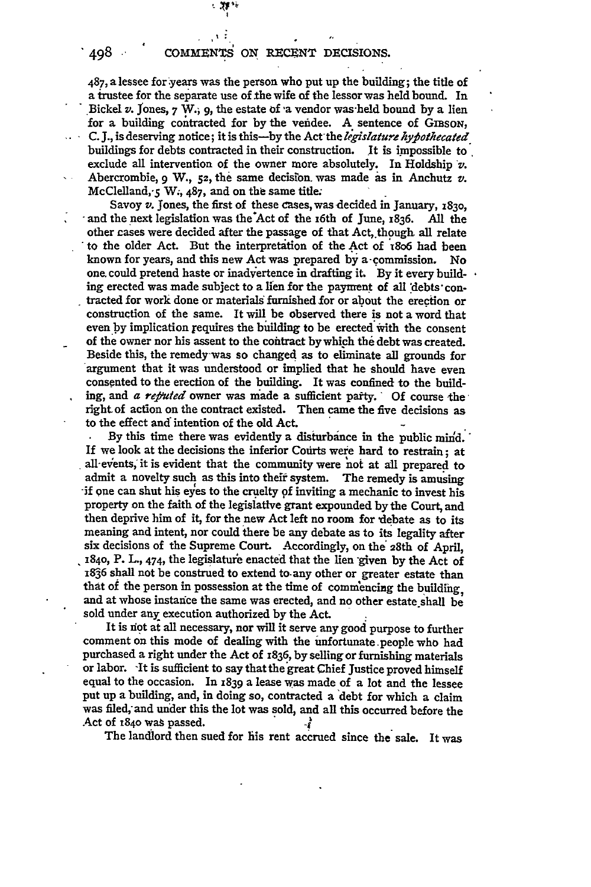487, a lessee for years was the person who put up the building; the title of a trustee for the separate use of the wife of the lessor was held bound. In Bickel *v.* Jones, 7 W., 9, the estate of a vendor was held bound by a lien for a building contracted for by the vendee. A sentence of GIBSON, C. J., is deserving notice; it is this—by the Act the *legislature hypothecated* buildings for debts contracted in their construction. It is impossible to exclude all intervention of the owner more absolutely. In Holdship *v.* Abercrombie, 9 W., 52, the same decision was made as in Anchutz *v.* McClelland, 5 W., 487, and on the same title.

Savoy *v.* Jones, the first of these cases, was decided in January, 1830, and the next legislation was the Act of the 16th of June, 1836. All the other cases were decided after the passage of that Act, though all relate to the older Act. But the interpretation of the Act of 1806 had been known for years, and this new Act was prepared by a commission. No one could pretend haste or inadvertence in drafting it. By it every building erected was made subject to a lien for the payment of all debts contracted for work done or materials furnished for or about the erection or construction of the same. It will be observed there is not a word that even by implication requires the building to be erected with the consent of the owner nor his assent to the contract by which the debt was created. Beside this, the remedy was so changed as to eliminate all grounds for argument that it was understood or implied that he should have even consented to the erection of the building. It was confined to the building, and *a reputed* owner was made a sufficient party. Of course the right of action on the contract existed. Then came the five decisions as to the effect and intention of the old Act.

By this time there was evidently a disturbance in the public mind. If we look at the decisions the inferior Courts were hard to restrain; at all events, it is evident that the community were not at all prepared to admit a novelty such as this into their system. The remedy is amusing if one can shut his eyes to the cruelty of inviting a mechanic to invest his property on the faith of the legislative grant expounded by the Court, and then deprive him of it, for the new Act left no room for debate as to its meaning and intent, nor could there be any debate as to its legality after six decisions of the Supreme Court. Accordingly, on the 28th of April, 1840, P. L., 474, the legislature enacted that the lien given by the Act of 1836 shall not be construed to extend to any other or greater estate than that of the person in possession at the time of commencing the building, and at whose instance the same was erected, and no other estate shall be sold under any execution authorized by the Act.

It is not at all necessary, nor will it serve any good purpose to further comment on this mode of dealing with the unfortunate people who had purchased a right under the Act of 1836, by selling or furnishing materials or labor. It is sufficient to say that the great Chief Justice proved himself equal to the occasion. In 1839 a lease was made of a lot and the lessee put up a building, and, in doing so, contracted a debt for which a claim was filed, and under this the lot was sold, and all this occurred before the Act of 1840 was passed.

The landlord then sued for his rent accrued since the sale. It was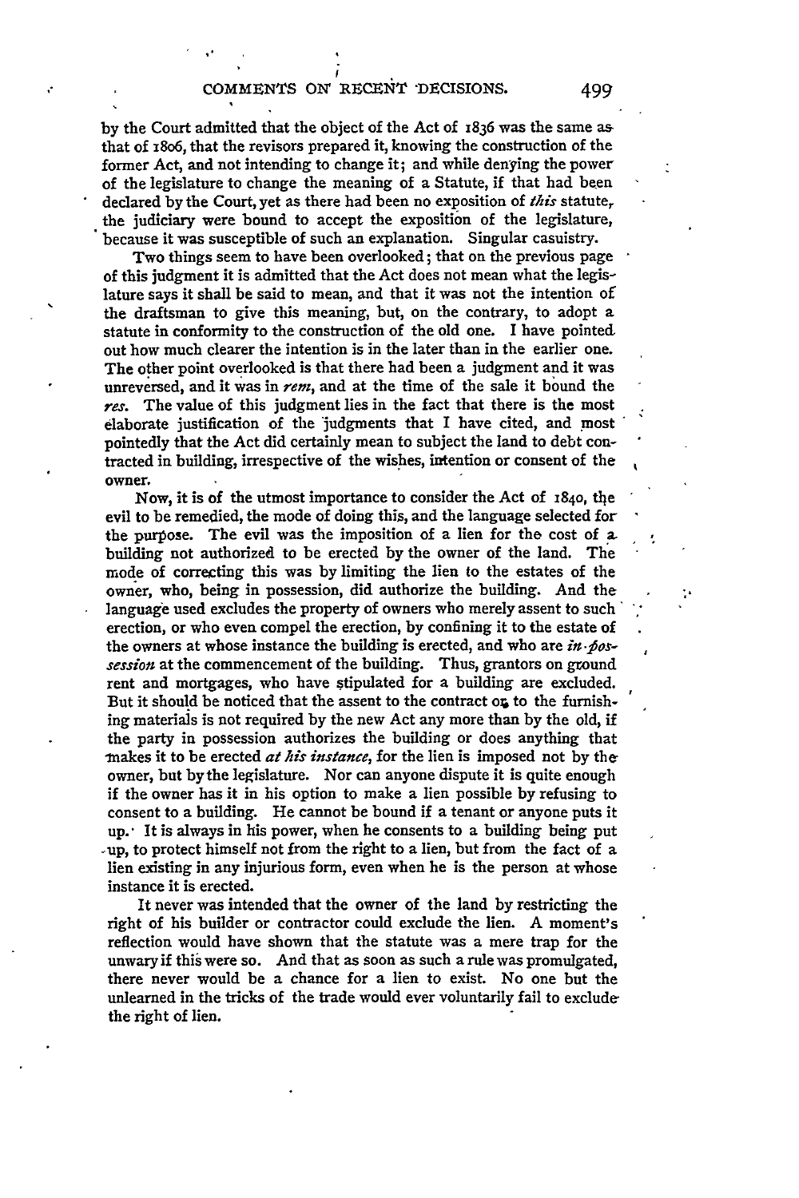by the Court admitted that the object of the Act of 1836 was the same as that of 1806, that the revisors prepared it, knowing the construction of the former Act, and not intending to change it; and while denying the power of the legislature to change the meaning of a Statute, if that had been declared by the Court, yet as there had been no exposition of *this* statute, the judiciary were bound to accept the exposition of the legislature, because it was susceptible of such an explanation. Singular casuistry.

Two things seem to have been overlooked; that on the previous page of this judgment it is admitted that the Act does not mean what the legislature says it shall be said to mean, and that it was not the intention of the draftsman to give this meaning, but, on the contrary, to adopt a statute in conformity to the construction of the old one. I have pointed out how much clearer the intention is in the later than in the earlier one. The other point overlooked is that there had been a judgment and it was unreversed, and it was in *rem*, and at the time of the sale it bound the *res*. The value of this judgment lies in the fact that there is the most elaborate justification of the judgments that I have cited, and most pointedly that the Act did certainly mean to subject the land to debt contracted in building, irrespective of the wishes, intention or consent of the owner.

Now, it is of the utmost importance to consider the Act of 1840, the evil to be remedied, the mode of doing this, and the language selected for the purpose. The evil was the imposition of a lien for the cost of a building not authorized to be erected by the owner of the land. The mode of correcting this was by limiting the lien to the estates of the owner, who, being in possession, did authorize the building. And the language used excludes the property of owners who merely assent to such erection, or who even compel the erection, by confining it to the estate of the owners at whose instance the building is erected, and who are *in possession* at the commencement of the building. Thus, grantors on ground rent and mortgages, who have stipulated for a building are excluded. But it should be noticed that the assent to the contract or to the furnishing materials is not required by the new Act any more than by the old, if the party in possession authorizes the building or does anything that makes it to be erected *at his instance*, for the lien is imposed not by the owner, but by the legislature. Nor can anyone dispute it is quite enough if the owner has it in his option to make a lien possible by refusing to consent to a building. He cannot be bound if a tenant or anyone puts it up. It is always in his power, when he consents to a building being put up, to protect himself not from the right to a lien, but from the fact of a lien existing in any injurious form, even when he is the person at whose instance it is erected.

It never was intended that the owner of the land by restricting the right of his builder or contractor could exclude the lien. A moment's reflection would have shown that the statute was a mere trap for the unwary if this were so. And that as soon as such a rule was promulgated, there never would be a chance for a lien to exist. No one but the unlearned in the tricks of the trade would ever voluntarily fail to exclude the right of lien.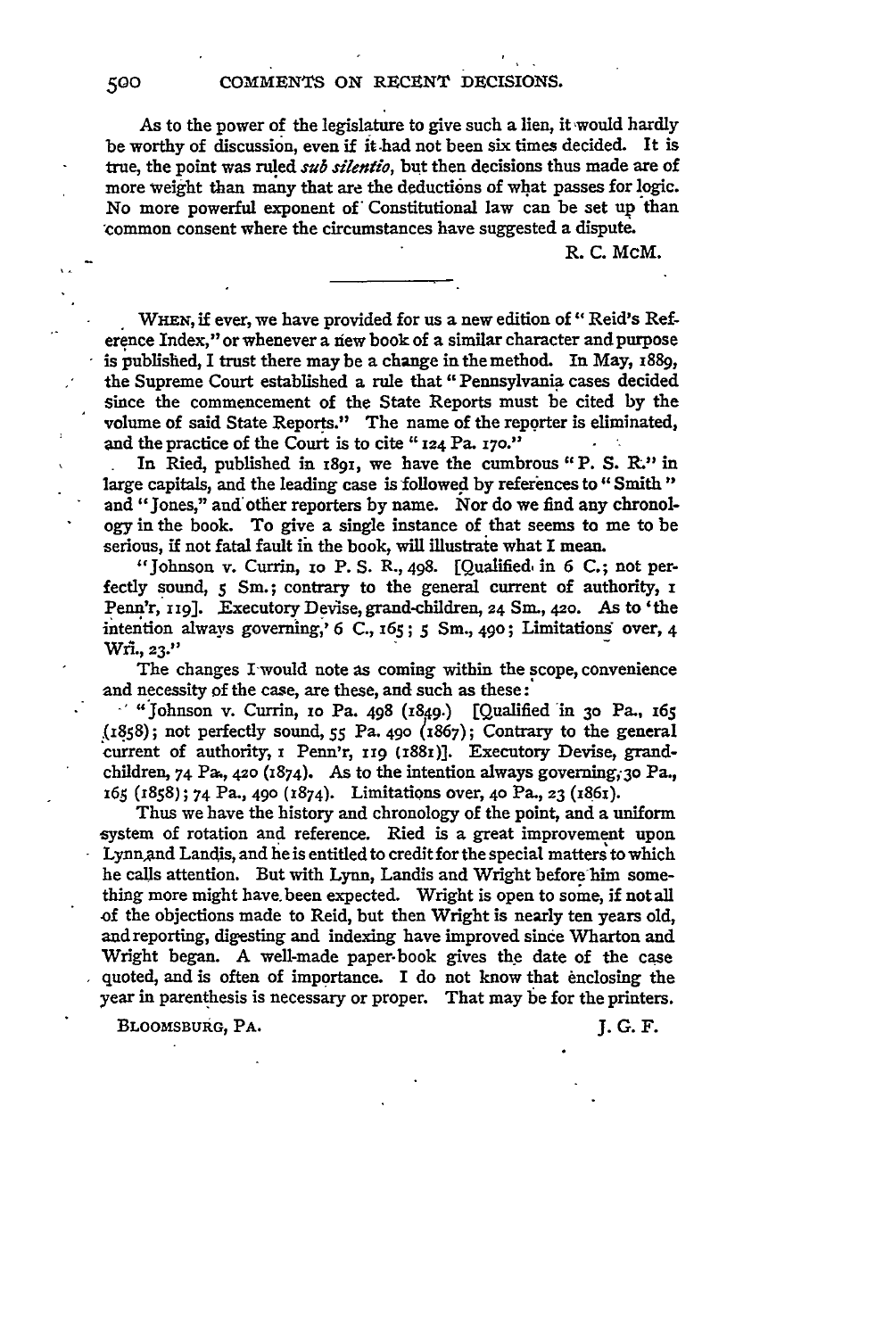As to the power of the legislature to give such a lien, it would hardly be worthy of discussion, even if it had not been six times decided. It is true, the point was ruled *sub silentio*, but then decisions thus made are of more weight than many that are the deductions of what passes for logic. No more powerful exponent of Constitutional law can be set up than common consent where the circumstances have suggested a dispute.

R. C. McM.

---

WHEN, if ever, we have provided for us a new edition of "Reid's Reference Index," or whenever a new book of a similar character and purpose is published, I trust there may be a change in the method. In May, 1889, the Supreme Court established a rule that "Pennsylvania cases decided since the commencement of the State Reports must be cited by the volume of said State Reports." The name of the reporter is eliminated, and the practice of the Court is to cite "124 Pa. 170."

In Ried, published in 1891, we have the cumbrous "P. S. R." in large capitals, and the leading case is followed by references to "Smith" and "Jones," and other reporters by name. Nor do we find any chronology in the book. To give a single instance of that seems to me to be serious, if not fatal fault in the book, will illustrate what I mean.

"Johnson v. Currin, 10 P. S. R., 498. [Qualified in 6 C.; not perfectly sound, 5 Sm.; contrary to the general current of authority, 1 Penn'r, 119]. Executory Devise, grand-children, 24 Sm., 420. As to 'the intention always governing,' 6 C., 165; 5 Sm., 490; Limitations over, 4 Wri., 23."

The changes I would note as coming within the scope, convenience and necessity of the case, are these, and such as these:

"Johnson v. Currin, 10 Pa. 498 (1849.) [Qualified in 30 Pa., 165 (1858); not perfectly sound, 55 Pa. 490 (1867); Contrary to the general current of authority, 1 Penn'r, 119 (1881)]. Executory Devise, grand-children, 74 Pa., 420 (1874). As to the intention always governing, 30 Pa., 165 (1858); 74 Pa., 490 (1874). Limitations over, 40 Pa., 23 (1861).

Thus we have the history and chronology of the point, and a uniform system of rotation and reference. Ried is a great improvement upon Lynn and Landis, and he is entitled to credit for the special matters to which he calls attention. But with Lynn, Landis and Wright before him something more might have been expected. Wright is open to some, if not all of the objections made to Reid, but then Wright is nearly ten years old, and reporting, digesting and indexing have improved since Wharton and Wright began. A well-made paper-book gives the date of the case quoted, and is often of importance. I do not know that enclosing the year in parenthesis is necessary or proper. That may be for the printers.

BLOOMSBURG, PA. J. G. F.